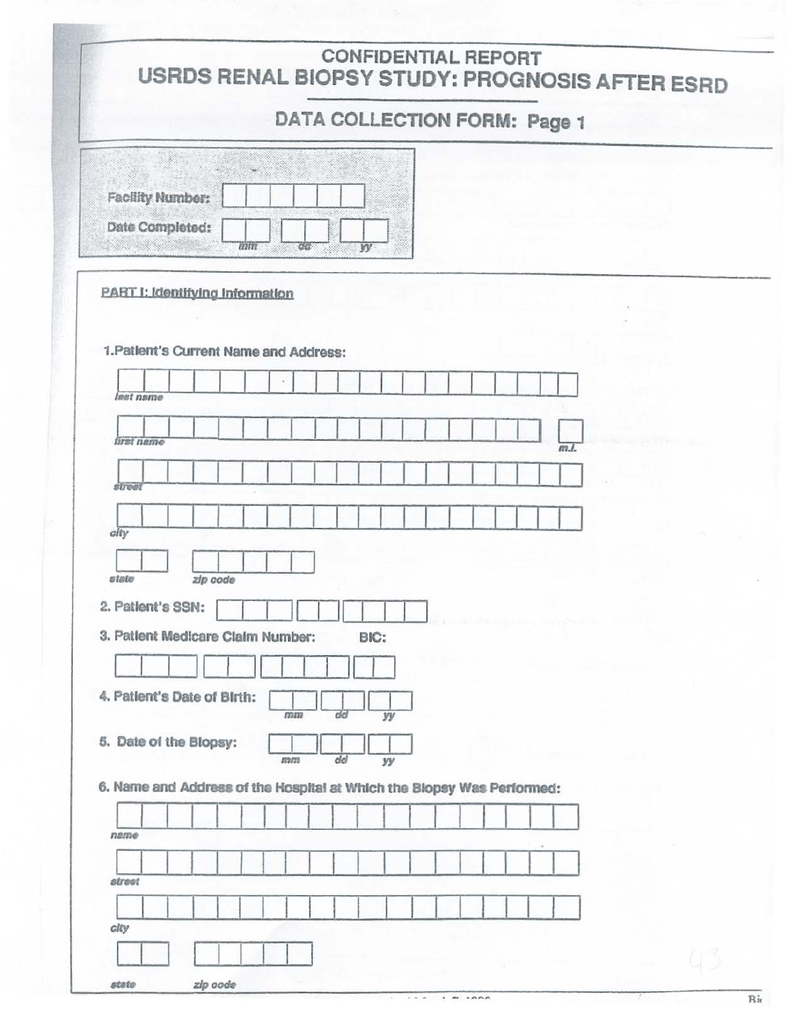# CONFIDENTIAL REPORT
# USRDS RENAL BIOPSY STUDY: PROGNOSIS AFTER ESRD

## DATA COLLECTION FORM: Page 1

Facility Number: ______

Date Completed: ___ ___ ___
*mm dd yy*

**PART I: Identifying Information**

1. Patient's Current Name and Address:

*last name* ______

*first name* ______ *m.i.* ___

*street* ______

*city* ______

*state* ___ *zip code* ___

2. Patient's SSN: ______

3. Patient Medicare Claim Number: BIC:

______

4. Patient's Date of Birth: ___ ___ ___
*mm dd yy*

5. Date of the Biopsy: ___ ___ ___
*mm dd yy*

6. Name and Address of the Hospital at Which the Biopsy Was Performed:

*name* ______

*street* ______

*city* ______

*state* ___ *zip code* ___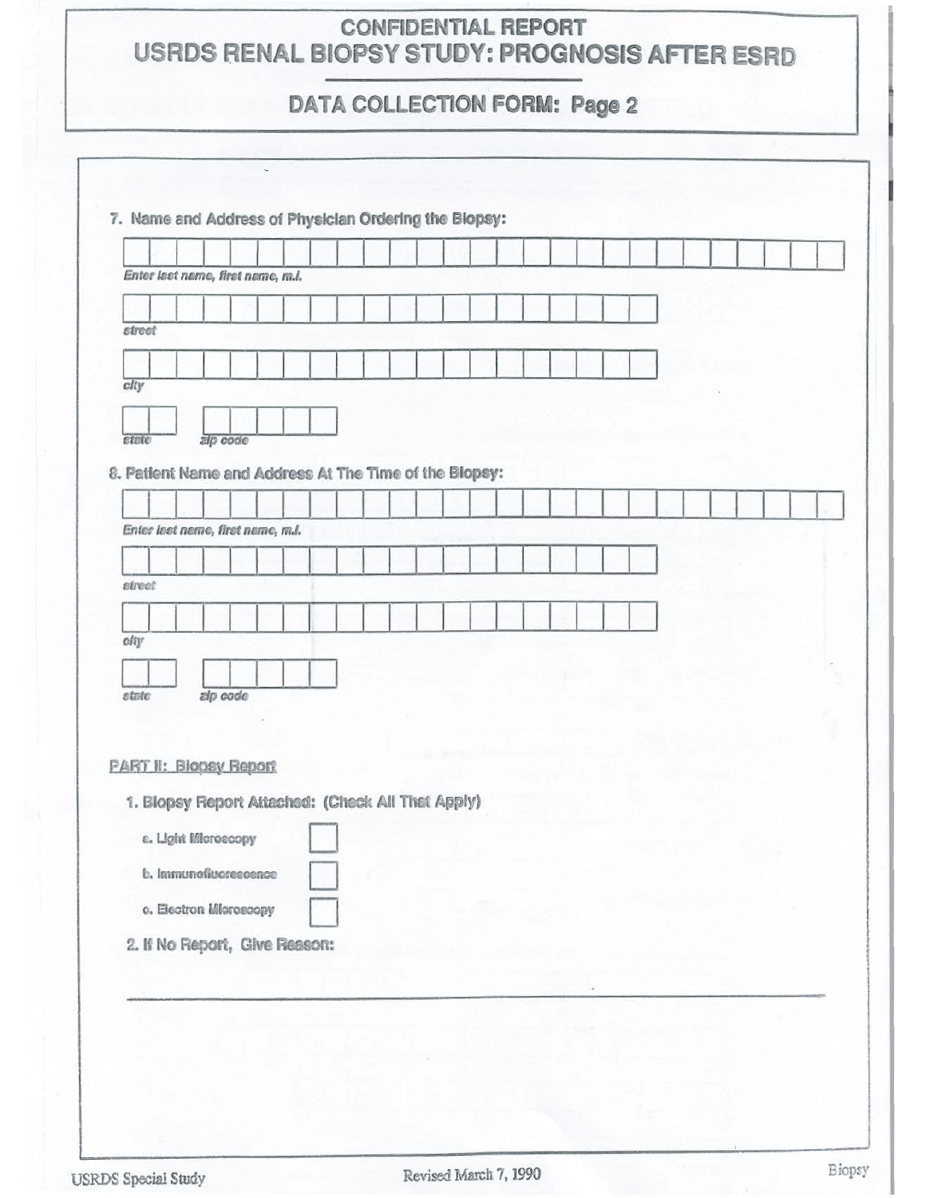# CONFIDENTIAL REPORT
# USRDS RENAL BIOPSY STUDY: PROGNOSIS AFTER ESRD

## DATA COLLECTION FORM: Page 2

7. Name and Address of Physician Ordering the Biopsy:

*Enter last name, first name, m.i.*

*street*

*city*

*state* *zip code*

8. Patient Name and Address At The Time of the Biopsy:

*Enter last name, first name, m.i.*

*street*

*city*

*state* *zip code*

PART II: Biopsy Report

1. Biopsy Report Attached: (Check All That Apply)

   a. Light Microscopy ☐

   b. Immunofluorescence ☐

   c. Electron Microscopy ☐

2. If No Report, Give Reason:

___________________________________________

USRDS Special Study

Revised March 7, 1990

Biopsy